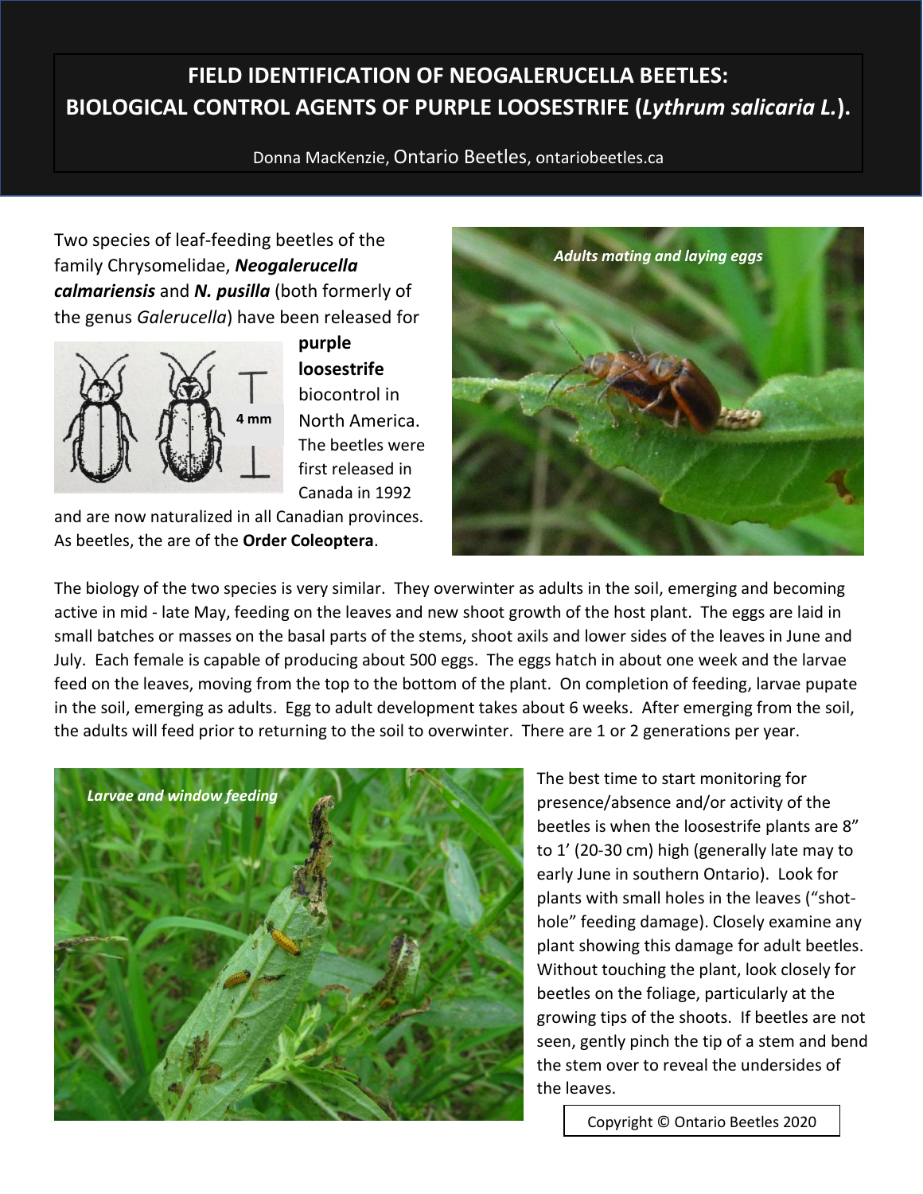# FIELD IDENTIFICATION OF NEOGALERUCELLA BEETLES: BIOLOGICAL CONTROL AGENTS OF PURPLE LOOSESTRIFE (*Lythrum salicaria L.*).

Donna MacKenzie, Ontario Beetles, ontariobeetles.ca

Two species of leaf-feeding beetles of the family Chrysomelidae, ***Neogalerucella calmariensis*** and ***N. pusilla*** (both formerly of the genus *Galerucella*) have been released for **purple loosestrife** biocontrol in North America. The beetles were first released in Canada in 1992 and are now naturalized in all Canadian provinces. As beetles, the are of the **Order Coleoptera**.

4 mm

*Adults mating and laying eggs*

The biology of the two species is very similar. They overwinter as adults in the soil, emerging and becoming active in mid - late May, feeding on the leaves and new shoot growth of the host plant. The eggs are laid in small batches or masses on the basal parts of the stems, shoot axils and lower sides of the leaves in June and July. Each female is capable of producing about 500 eggs. The eggs hatch in about one week and the larvae feed on the leaves, moving from the top to the bottom of the plant. On completion of feeding, larvae pupate in the soil, emerging as adults. Egg to adult development takes about 6 weeks. After emerging from the soil, the adults will feed prior to returning to the soil to overwinter. There are 1 or 2 generations per year.

*Larvae and window feeding*

The best time to start monitoring for presence/absence and/or activity of the beetles is when the loosestrife plants are 8" to 1' (20-30 cm) high (generally late may to early June in southern Ontario). Look for plants with small holes in the leaves ("shot-hole" feeding damage). Closely examine any plant showing this damage for adult beetles. Without touching the plant, look closely for beetles on the foliage, particularly at the growing tips of the shoots. If beetles are not seen, gently pinch the tip of a stem and bend the stem over to reveal the undersides of the leaves.

Copyright © Ontario Beetles 2020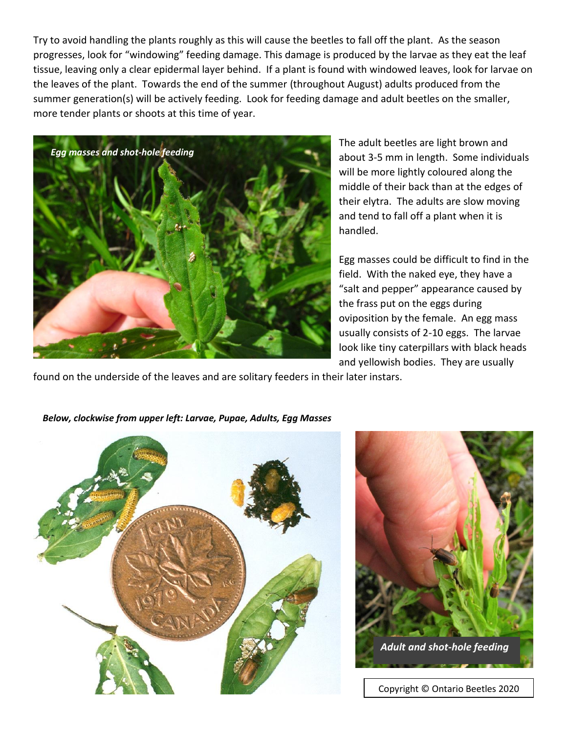Try to avoid handling the plants roughly as this will cause the beetles to fall off the plant. As the season progresses, look for "windowing" feeding damage. This damage is produced by the larvae as they eat the leaf tissue, leaving only a clear epidermal layer behind. If a plant is found with windowed leaves, look for larvae on the leaves of the plant. Towards the end of the summer (throughout August) adults produced from the summer generation(s) will be actively feeding. Look for feeding damage and adult beetles on the smaller, more tender plants or shoots at this time of year.

*Egg masses and shot-hole feeding*

The adult beetles are light brown and about 3-5 mm in length. Some individuals will be more lightly coloured along the middle of their back than at the edges of their elytra. The adults are slow moving and tend to fall off a plant when it is handled.

Egg masses could be difficult to find in the field. With the naked eye, they have a "salt and pepper" appearance caused by the frass put on the eggs during oviposition by the female. An egg mass usually consists of 2-10 eggs. The larvae look like tiny caterpillars with black heads and yellowish bodies. They are usually found on the underside of the leaves and are solitary feeders in their later instars.

***Below, clockwise from upper left: Larvae, Pupae, Adults, Egg Masses***

***Adult and shot-hole feeding***

Copyright © Ontario Beetles 2020